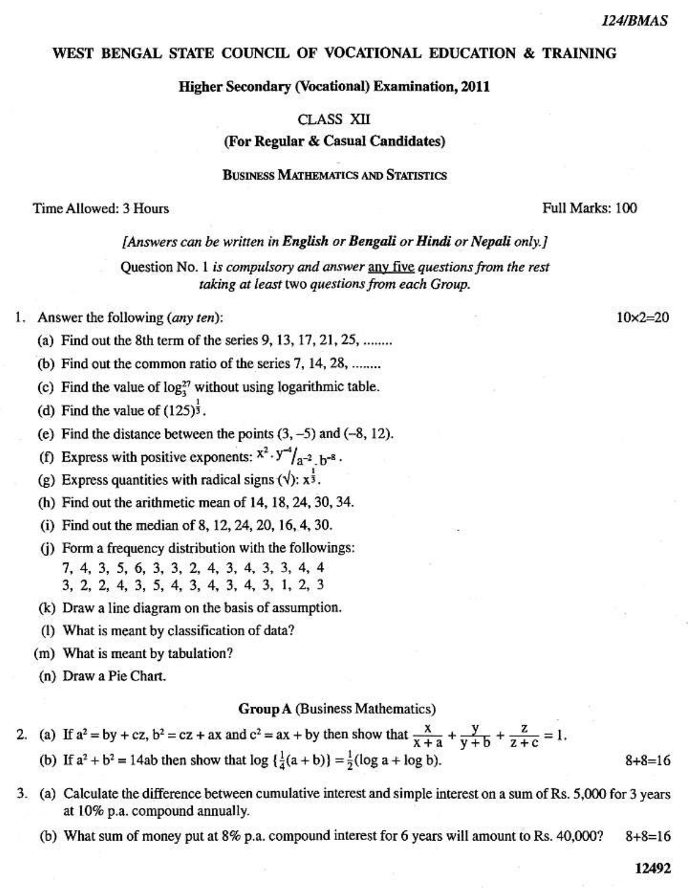124/BMAS

# WEST BENGAL STATE COUNCIL OF VOCATIONAL EDUCATION & TRAINING

**Higher Secondary (Vocational) Examination, 2011**

CLASS XII

**(For Regular & Casual Candidates)**

**BUSINESS MATHEMATICS AND STATISTICS**

Time Allowed: 3 Hours | Full Marks: 100

*[Answers can be written in **English** or **Bengali** or **Hindi** or **Nepali** only.]*

*Question No. 1 is compulsory and answer any five questions from the rest taking at least two questions from each Group.*

1. Answer the following (*any ten*): $10 \times 2 = 20$

   (a) Find out the 8th term of the series 9, 13, 17, 21, 25, ........

   (b) Find out the common ratio of the series 7, 14, 28, ........

   (c) Find the value of $\log_3^{27}$ without using logarithmic table.

   (d) Find the value of $(125)^{\frac{1}{3}}$.

   (e) Find the distance between the points (3, –5) and (–8, 12).

   (f) Express with positive exponents: $x^2 \cdot y^{-4} / a^{-2} \cdot b^{-8}$.

   (g) Express quantities with radical signs ($\sqrt{}$): $x^{\frac{1}{3}}$.

   (h) Find out the arithmetic mean of 14, 18, 24, 30, 34.

   (i) Find out the median of 8, 12, 24, 20, 16, 4, 30.

   (j) Form a frequency distribution with the followings:
   7, 4, 3, 5, 6, 3, 3, 2, 4, 3, 4, 3, 3, 4, 4
   3, 2, 2, 4, 3, 5, 4, 3, 4, 3, 4, 3, 1, 2, 3

   (k) Draw a line diagram on the basis of assumption.

   (l) What is meant by classification of data?

   (m) What is meant by tabulation?

   (n) Draw a Pie Chart.

## Group A (Business Mathematics)

2. (a) If $a^2 = by + cz$, $b^2 = cz + ax$ and $c^2 = ax + by$ then show that $\frac{x}{x+a} + \frac{y}{y+b} + \frac{z}{z+c} = 1$.

   (b) If $a^2 + b^2 = 14ab$ then show that $\log\{\frac{1}{4}(a+b)\} = \frac{1}{2}(\log a + \log b)$. $8+8=16$

3. (a) Calculate the difference between cumulative interest and simple interest on a sum of Rs. 5,000 for 3 years at 10% p.a. compound annually.

   (b) What sum of money put at 8% p.a. compound interest for 6 years will amount to Rs. 40,000? $8+8=16$

12492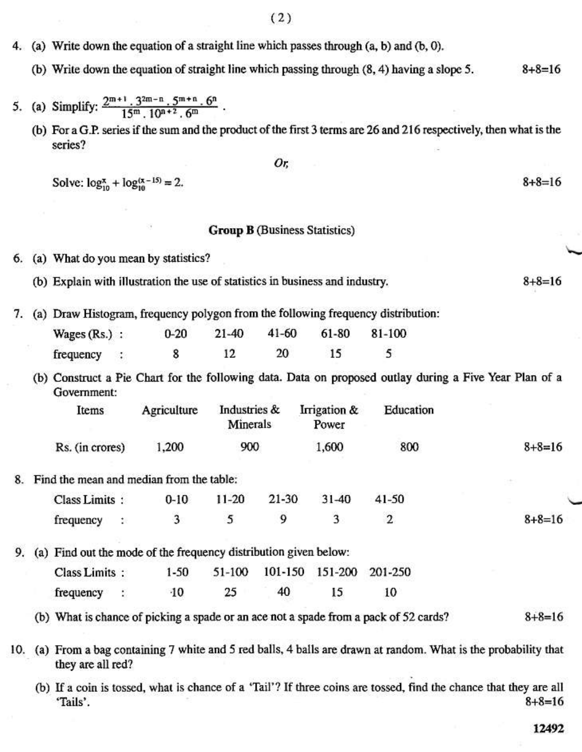4. (a) Write down the equation of a straight line which passes through (a, b) and (b, 0).

   (b) Write down the equation of straight line which passing through (8, 4) having a slope 5. 8+8=16

5. (a) Simplify: $\frac{2^{m+1} . 3^{2m-n} . 5^{m+n} . 6^{n}}{15^{m} . 10^{n+2} . 6^{m}}$.

   (b) For a G.P. series if the sum and the product of the first 3 terms are 26 and 216 respectively, then what is the series?

*Or,*

Solve: $\log_{10}^{x} + \log_{10}^{(x-15)} = 2$. 8+8=16

## Group B (Business Statistics)

6. (a) What do you mean by statistics?

   (b) Explain with illustration the use of statistics in business and industry. 8+8=16

7. (a) Draw Histogram, frequency polygon from the following frequency distribution:

| Wages (Rs.) : | 0-20 | 21-40 | 41-60 | 61-80 | 81-100 |
|---|---|---|---|---|---|
| frequency : | 8 | 12 | 20 | 15 | 5 |

   (b) Construct a Pie Chart for the following data. Data on proposed outlay during a Five Year Plan of a Government:

| Items | Agriculture | Industries & Minerals | Irrigation & Power | Education |
|---|---|---|---|---|
| Rs. (in crores) | 1,200 | 900 | 1,600 | 800 |

8+8=16

8. Find the mean and median from the table:

| Class Limits : | 0-10 | 11-20 | 21-30 | 31-40 | 41-50 |
|---|---|---|---|---|---|
| frequency : | 3 | 5 | 9 | 3 | 2 |

8+8=16

9. (a) Find out the mode of the frequency distribution given below:

| Class Limits : | 1-50 | 51-100 | 101-150 | 151-200 | 201-250 |
|---|---|---|---|---|---|
| frequency : | 10 | 25 | 40 | 15 | 10 |

   (b) What is chance of picking a spade or an ace not a spade from a pack of 52 cards? 8+8=16

10. (a) From a bag containing 7 white and 5 red balls, 4 balls are drawn at random. What is the probability that they are all red?

    (b) If a coin is tossed, what is chance of a 'Tail'? If three coins are tossed, find the chance that they are all 'Tails'. 8+8=16

12492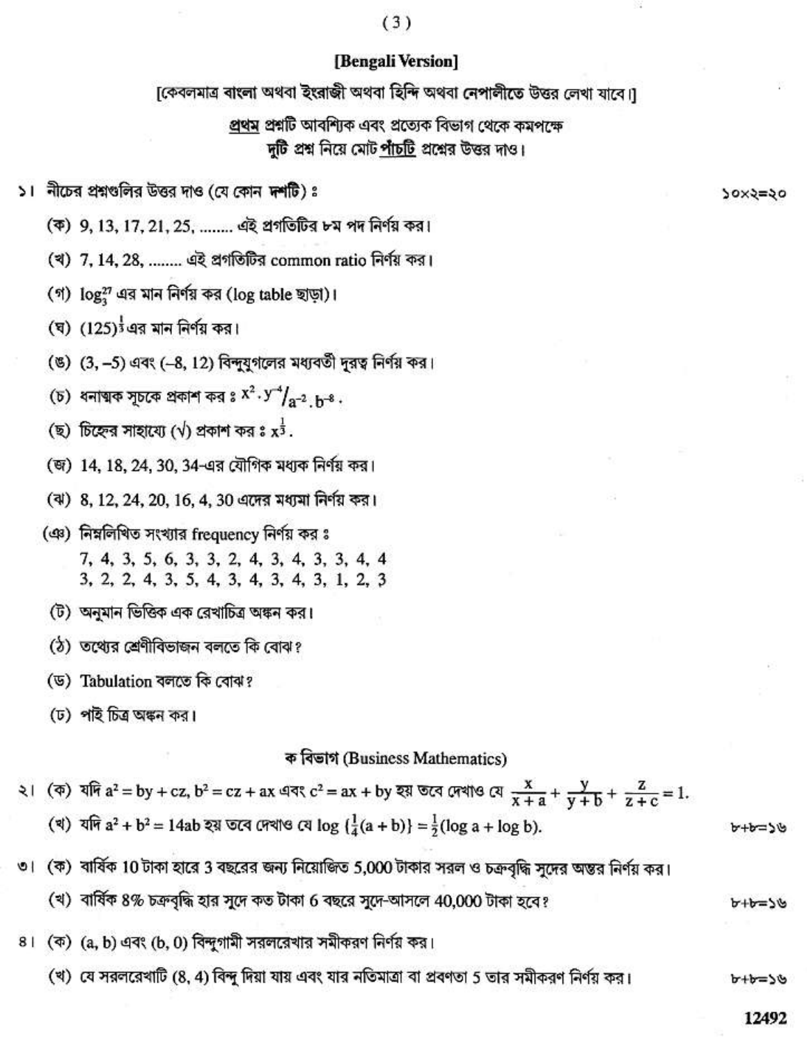## [Bengali Version]

[কেবলমাত্র বাংলা অথবা ইংরাজী অথবা হিন্দি অথবা নেপালীতে উত্তর লেখা যাবে।]

**প্রথম** প্রশ্নটি আবশ্যিক এবং প্রত্যেক বিভাগ থেকে কমপক্ষে দুটি প্রশ্ন নিয়ে মোট **পাঁচটি** প্রশ্নের উত্তর দাও।

১। নীচের প্রশ্নগুলির উত্তর দাও (যে কোন **দশটি**) ঃ ১০×২=২০

(ক) 9, 13, 17, 21, 25, ........ এই প্রগতিটির ৮ম পদ নির্ণয় কর।

(খ) 7, 14, 28, ........ এই প্রগতিটির common ratio নির্ণয় কর।

(গ) $\log_3^{27}$ এর মান নির্ণয় কর (log table ছাড়া)।

(ঘ) $(125)^{\frac{1}{3}}$ এর মান নির্ণয় কর।

(ঙ) (3, –5) এবং (–8, 12) বিন্দুযুগলের মধ্যবর্তী দূরত্ব নির্ণয় কর।

(চ) ধনাত্মক সূচকে প্রকাশ কর ঃ $x^2 . y^{-4} / a^{-2} . b^{-8}$.

(ছ) চিহ্নের সাহায্যে (√) প্রকাশ কর ঃ $x^{\frac{1}{3}}$.

(জ) 14, 18, 24, 30, 34-এর যৌগিক মধ্যক নির্ণয় কর।

(ঝ) 8, 12, 24, 20, 16, 4, 30 এদের মধ্যমা নির্ণয় কর।

(ঞ) নিম্নলিখিত সংখ্যার frequency নির্ণয় কর ঃ
7, 4, 3, 5, 6, 3, 3, 2, 4, 3, 4, 3, 3, 4, 4
3, 2, 2, 4, 3, 5, 4, 3, 4, 3, 4, 3, 1, 2, 3

(ট) অনুমান ভিত্তিক এক রেখাচিত্র অঙ্কন কর।

(ঠ) তথ্যের শ্রেণীবিভাজন বলতে কি বোঝ?

(ড) Tabulation বলতে কি বোঝ?

(ঢ) পাই চিত্র অঙ্কন কর।

### ক বিভাগ (Business Mathematics)

২। (ক) যদি $a^2 = by + cz$, $b^2 = cz + ax$ এবং $c^2 = ax + by$ হয় তবে দেখাও যে $\frac{x}{x+a} + \frac{y}{y+b} + \frac{z}{z+c} = 1$.

(খ) যদি $a^2 + b^2 = 14ab$ হয় তবে দেখাও যে $\log\{\frac{1}{4}(a+b)\} = \frac{1}{2}(\log a + \log b)$. ৮+৮=১৬

৩। (ক) বার্ষিক 10 টাকা হারে 3 বছরের জন্য নিয়োজিত 5,000 টাকার সরল ও চক্রবৃদ্ধি সুদের অন্তর নির্ণয় কর।

(খ) বার্ষিক 8% চক্রবৃদ্ধি হার সুদে কত টাকা 6 বছরে সুদে-আসলে 40,000 টাকা হবে? ৮+৮=১৬

৪। (ক) (a, b) এবং (b, 0) বিন্দুগামী সরলরেখার সমীকরণ নির্ণয় কর।

(খ) যে সরলরেখাটি (8, 4) বিন্দু দিয়া যায় এবং যার নতিমাত্রা বা প্রবণতা 5 তার সমীকরণ নির্ণয় কর। ৮+৮=১৬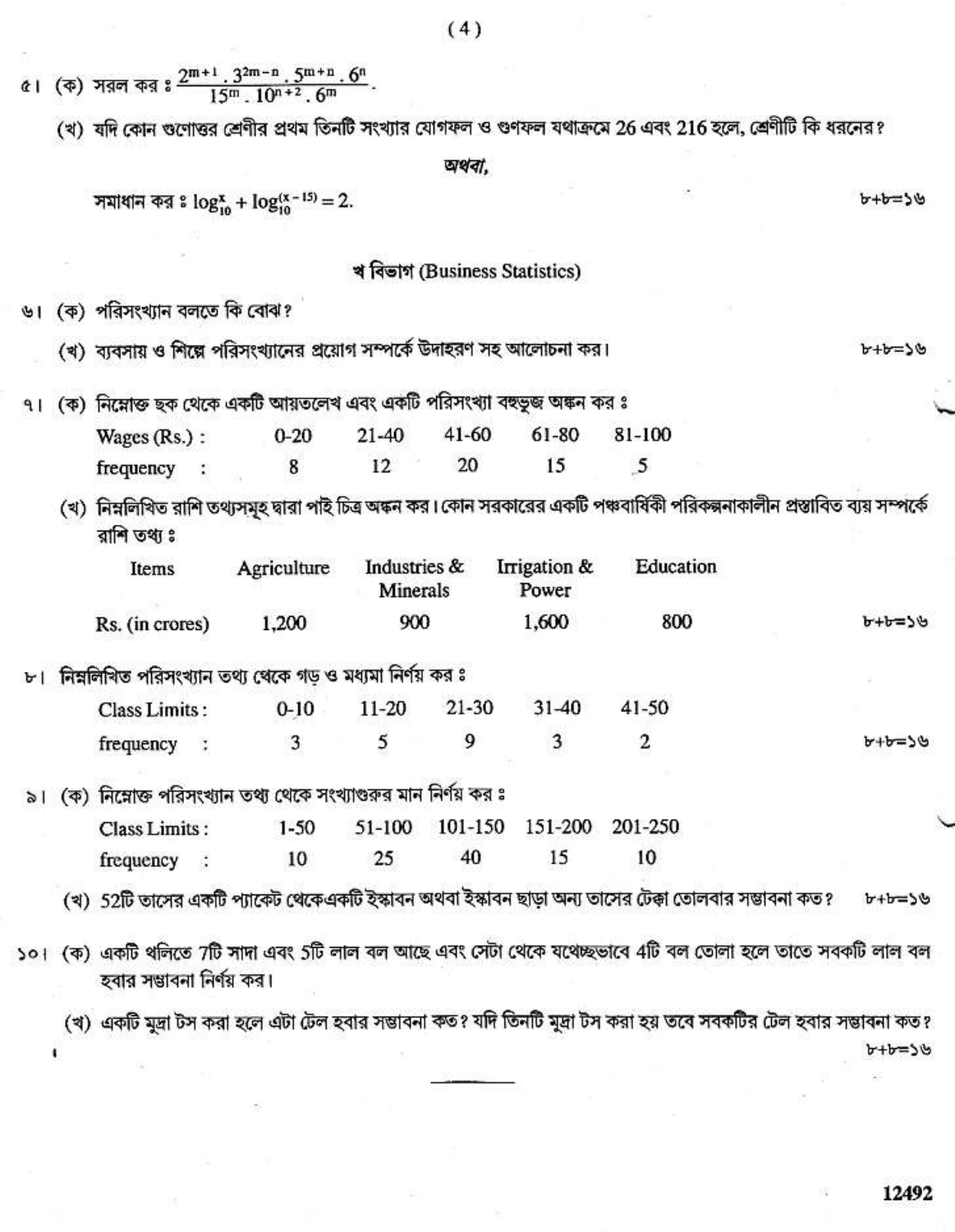৫। (ক) সরল কর : $\frac{2^{m+1} . 3^{2m-n} . 5^{m+n} . 6^n}{15^m . 10^{n+2} . 6^m}$.

(খ) যদি কোন গুণোত্তর শ্রেণীর প্রথম তিনটি সংখ্যার যোগফল ও গুণফল যথাক্রমে 26 এবং 216 হলে, শ্রেণীটি কি ধরনের?

*অথবা,*

সমাধান কর : $\log_{10}^{x} + \log_{10}^{(x-15)} = 2.$ ৮+৮=১৬

## খ বিভাগ (Business Statistics)

৬। (ক) পরিসংখ্যান বলতে কি বোঝ?

(খ) ব্যবসায় ও শিল্পে পরিসংখ্যানের প্রয়োগ সম্পর্কে উদাহরণ সহ আলোচনা কর। ৮+৮=১৬

৭। (ক) নিম্নোক্ত ছক থেকে একটি আয়তলেখ এবং একটি পরিসংখ্যা বহুভুজ অঙ্কন কর :

| Wages (Rs.) : | 0-20 | 21-40 | 41-60 | 61-80 | 81-100 |
|---|---|---|---|---|---|
| frequency : | 8 | 12 | 20 | 15 | 5 |

(খ) নিম্নলিখিত রাশি তথ্যসমূহ দ্বারা পাই চিত্র অঙ্কন কর। কোন সরকারের একটি পঞ্চবার্ষিকী পরিকল্পনাকালীন প্রস্তাবিত ব্যয় সম্পর্কে রাশি তথ্য :

| Items | Agriculture | Industries & Minerals | Irrigation & Power | Education |
|---|---|---|---|---|
| Rs. (in crores) | 1,200 | 900 | 1,600 | 800 |

৮+৮=১৬

৮। নিম্নলিখিত পরিসংখ্যান তথ্য থেকে গড় ও মধ্যমা নির্ণয় কর :

| Class Limits : | 0-10 | 11-20 | 21-30 | 31-40 | 41-50 |
|---|---|---|---|---|---|
| frequency : | 3 | 5 | 9 | 3 | 2 |

৮+৮=১৬

৯। (ক) নিম্নোক্ত পরিসংখ্যান তথ্য থেকে সংখ্যাগুরুর মান নির্ণয় কর :

| Class Limits : | 1-50 | 51-100 | 101-150 | 151-200 | 201-250 |
|---|---|---|---|---|---|
| frequency : | 10 | 25 | 40 | 15 | 10 |

(খ) 52টি তাসের একটি প্যাকেট থেকেএকটি ইস্কাবন অথবা ইস্কাবন ছাড়া অন্য তাসের টেক্কা তোলবার সম্ভাবনা কত? ৮+৮=১৬

১০। (ক) একটি থলিতে 7টি সাদা এবং 5টি লাল বল আছে এবং সেটা থেকে যথেচ্ছভাবে 4টি বল তোলা হলে তাতে সবকটি লাল বল হবার সম্ভাবনা নির্ণয় কর।

(খ) একটি মুদ্রা টস করা হলে এটা টেল হবার সম্ভাবনা কত? যদি তিনটি মুদ্রা টস করা হয় তবে সবকটির টেল হবার সম্ভাবনা কত? ৮+৮=১৬

12492